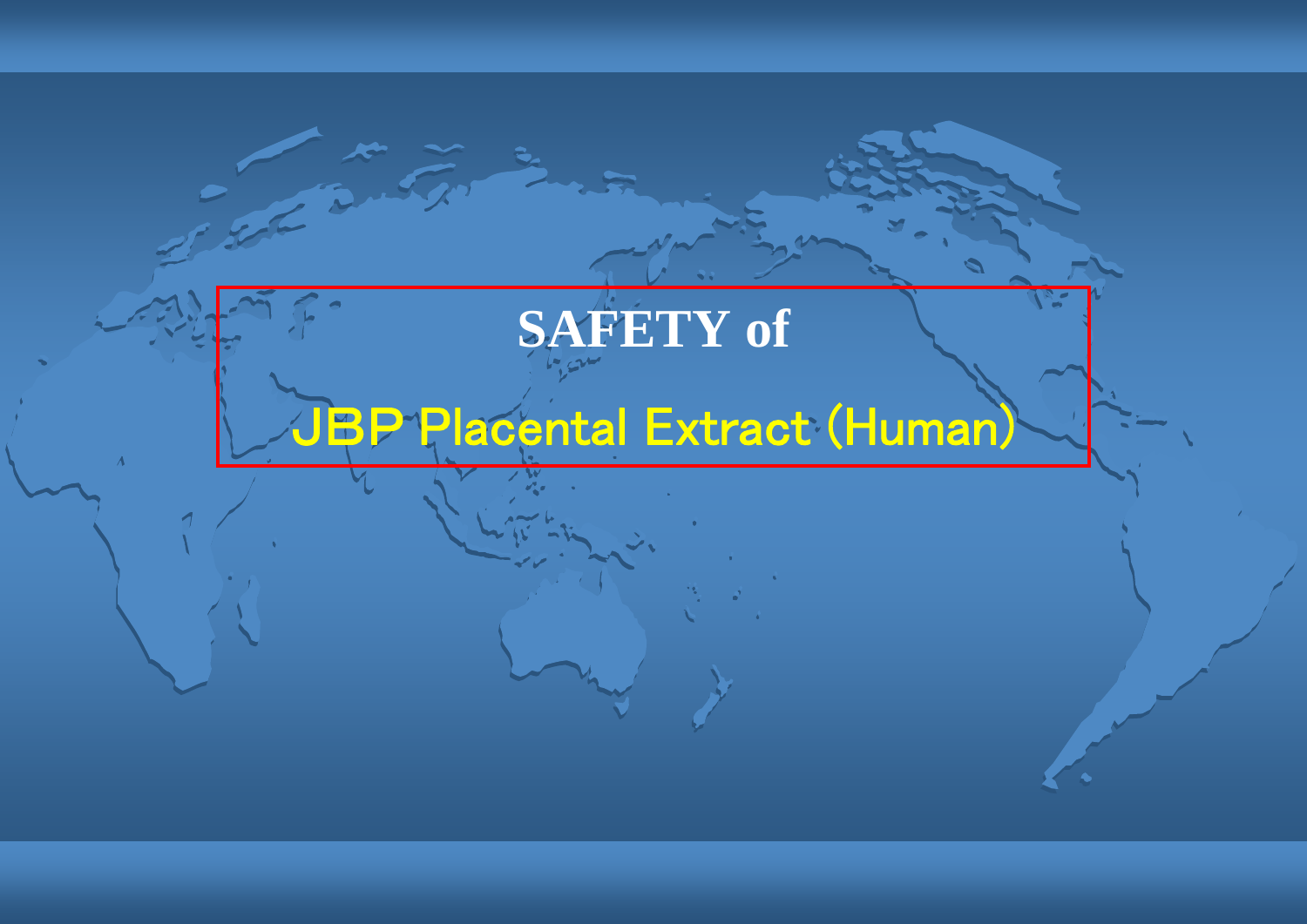# SAFETY of

# JBP Placental Extract (Human)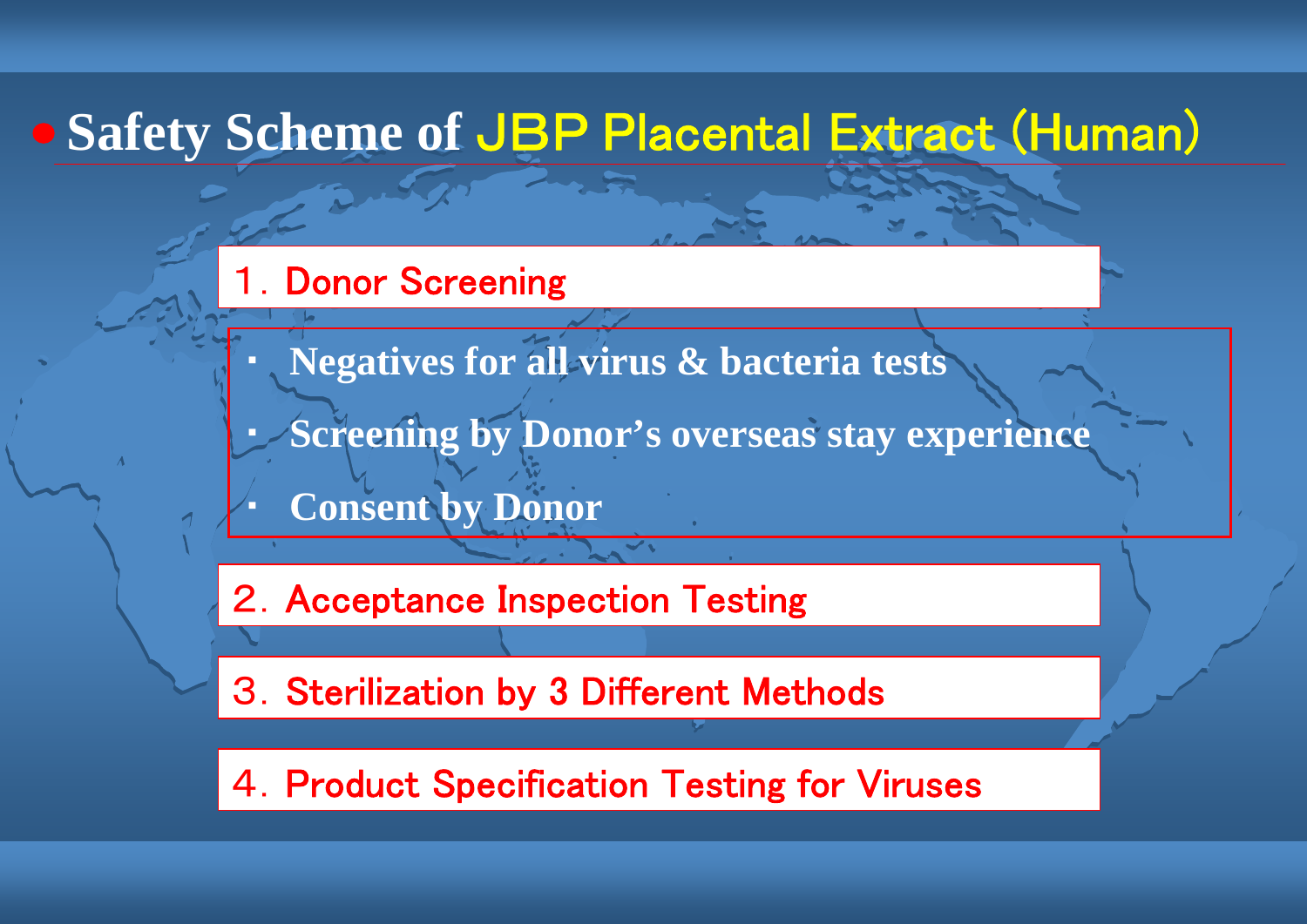## Safety Scheme of JBP Placental Extract (Human)

1．Donor Screening

- Negatives for all virus & bacteria tests
- Screening by Donor’s overseas stay experience
- Consent by Donor

2．Acceptance Inspection Testing

3．Sterilization by 3 Different Methods

4．Product Specification Testing for Viruses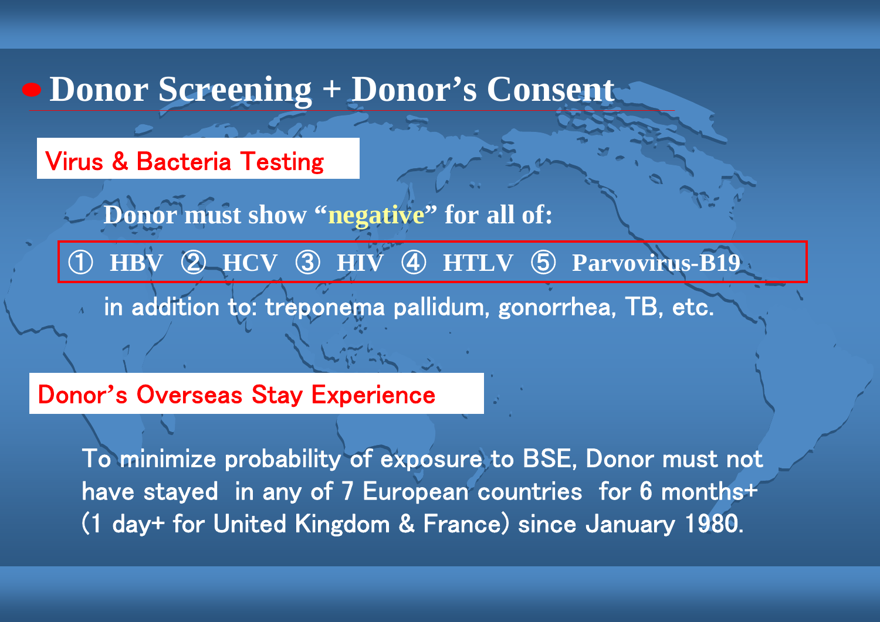# Donor Screening + Donor's Consent

## Virus & Bacteria Testing

**Donor must show "negative" for all of:**

**① HBV ② HCV ③ HIV ④ HTLV ⑤ Parvovirus-B19**

in addition to: treponema pallidum, gonorrhea, TB, etc.

## Donor's Overseas Stay Experience

To minimize probability of exposure to BSE, Donor must not have stayed in any of 7 European countries for 6 months+ (1 day+ for United Kingdom & France) since January 1980.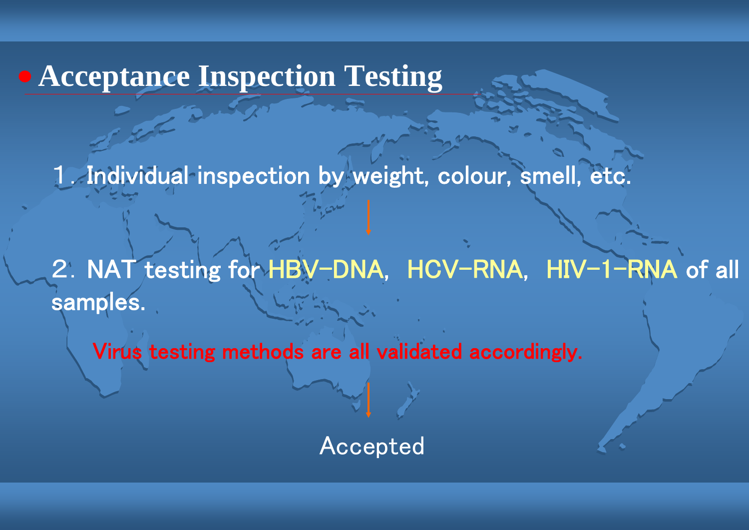## Acceptance Inspection Testing

1．Individual inspection by weight, colour, smell, etc.

↓

2．NAT testing for HBV-DNA,  HCV-RNA,  HIV-1-RNA of all samples.

Virus testing methods are all validated accordingly.

↓

Accepted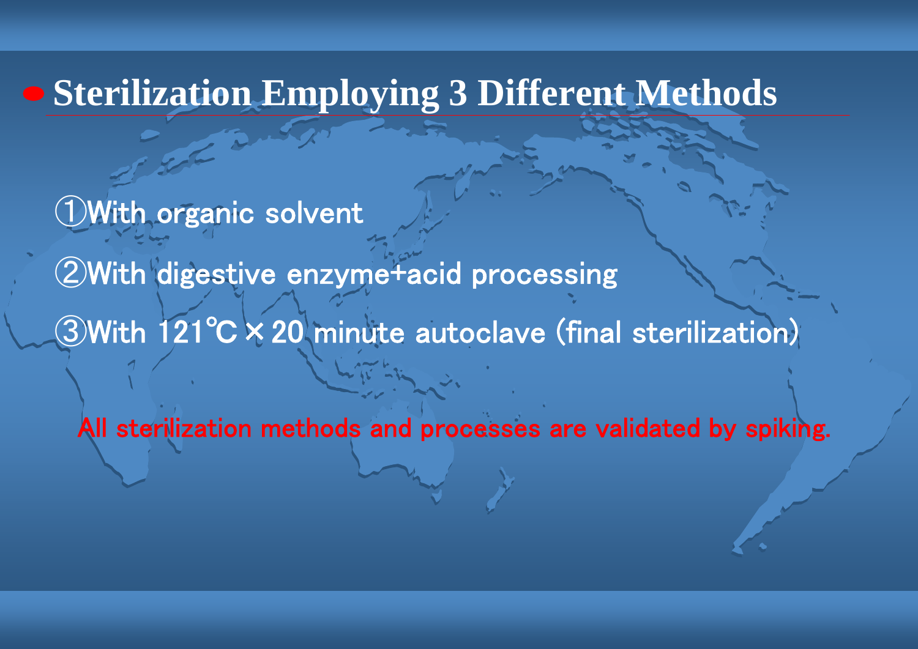## Sterilization Employing 3 Different Methods

①With organic solvent

②With digestive enzyme+acid processing

③With 121℃×20 minute autoclave (final sterilization)

All sterilization methods and processes are validated by spiking.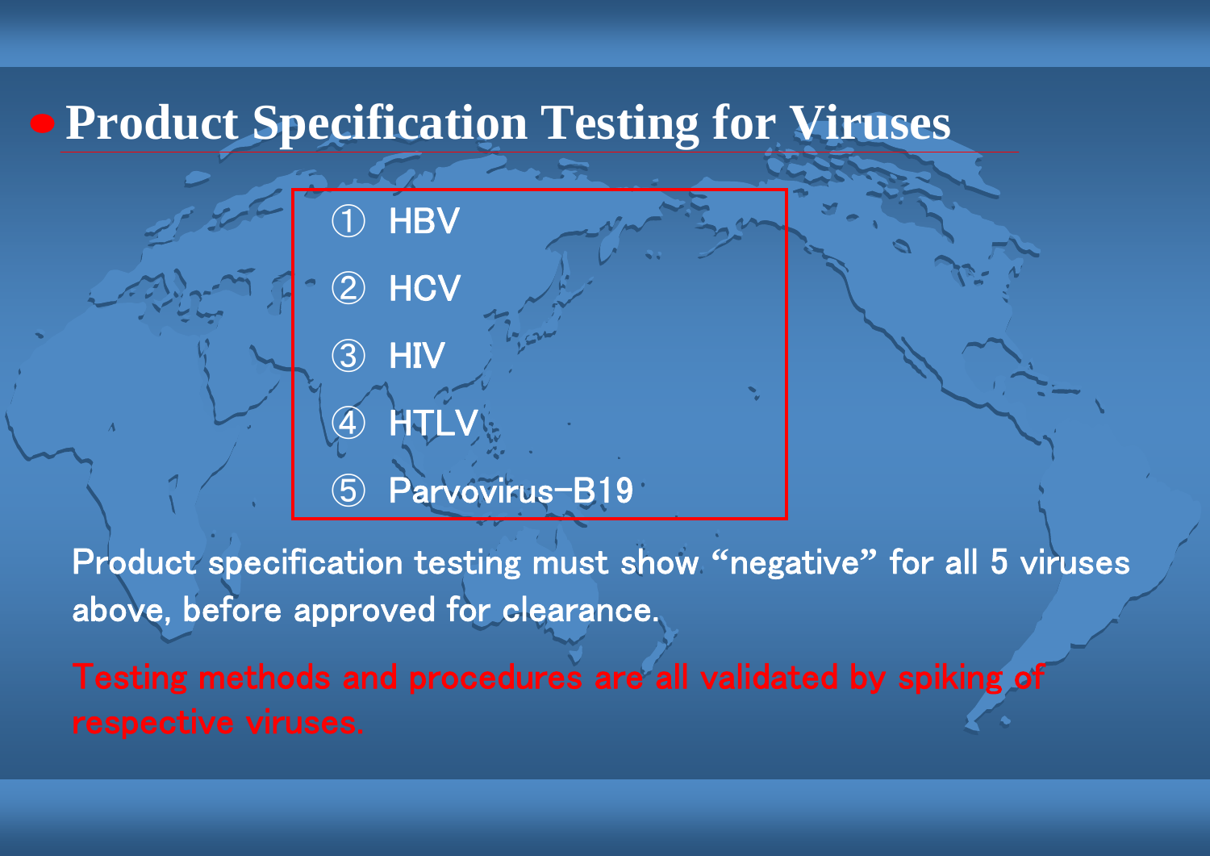## Product Specification Testing for Viruses

① HBV

② HCV

③ HIV

④ HTLV

⑤ Parvovirus-B19

Product specification testing must show “negative” for all 5 viruses above, before approved for clearance.

Testing methods and procedures are all validated by spiking of respective viruses.